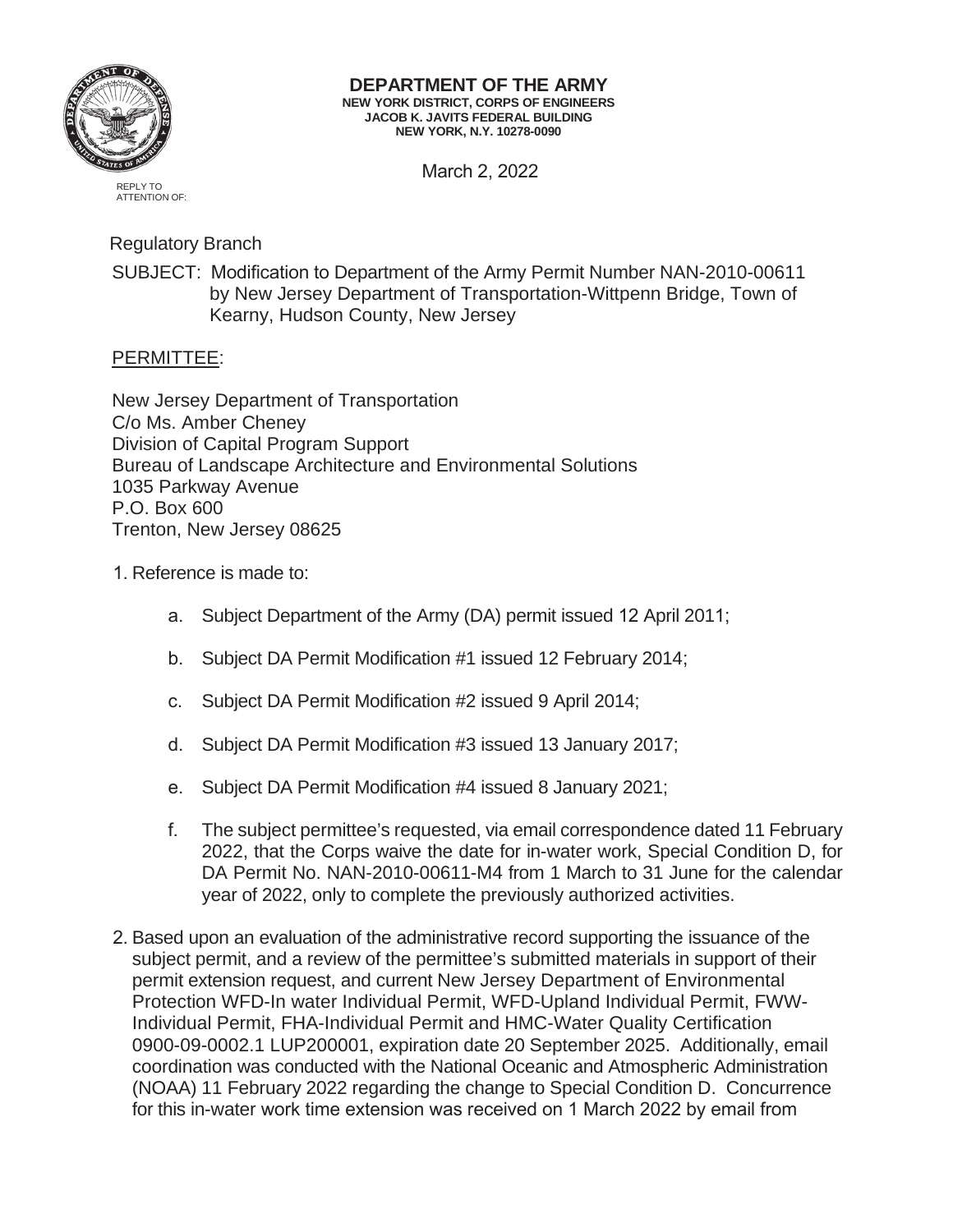**DEPARTMENT OF THE ARMY**
**NEW YORK DISTRICT, CORPS OF ENGINEERS**
**JACOB K. JAVITS FEDERAL BUILDING**
**NEW YORK, N.Y. 10278-0090**

REPLY TO
ATTENTION OF:

March 2, 2022

Regulatory Branch

SUBJECT: Modification to Department of the Army Permit Number NAN-2010-00611 by New Jersey Department of Transportation-Wittpenn Bridge, Town of Kearny, Hudson County, New Jersey

PERMITTEE:

New Jersey Department of Transportation
C/o Ms. Amber Cheney
Division of Capital Program Support
Bureau of Landscape Architecture and Environmental Solutions
1035 Parkway Avenue
P.O. Box 600
Trenton, New Jersey 08625

1. Reference is made to:

   a. Subject Department of the Army (DA) permit issued 12 April 2011;

   b. Subject DA Permit Modification #1 issued 12 February 2014;

   c. Subject DA Permit Modification #2 issued 9 April 2014;

   d. Subject DA Permit Modification #3 issued 13 January 2017;

   e. Subject DA Permit Modification #4 issued 8 January 2021;

   f. The subject permittee's requested, via email correspondence dated 11 February 2022, that the Corps waive the date for in-water work, Special Condition D, for DA Permit No. NAN-2010-00611-M4 from 1 March to 31 June for the calendar year of 2022, only to complete the previously authorized activities.

2. Based upon an evaluation of the administrative record supporting the issuance of the subject permit, and a review of the permittee's submitted materials in support of their permit extension request, and current New Jersey Department of Environmental Protection WFD-In water Individual Permit, WFD-Upland Individual Permit, FWW-Individual Permit, FHA-Individual Permit and HMC-Water Quality Certification 0900-09-0002.1 LUP200001, expiration date 20 September 2025. Additionally, email coordination was conducted with the National Oceanic and Atmospheric Administration (NOAA) 11 February 2022 regarding the change to Special Condition D. Concurrence for this in-water work time extension was received on 1 March 2022 by email from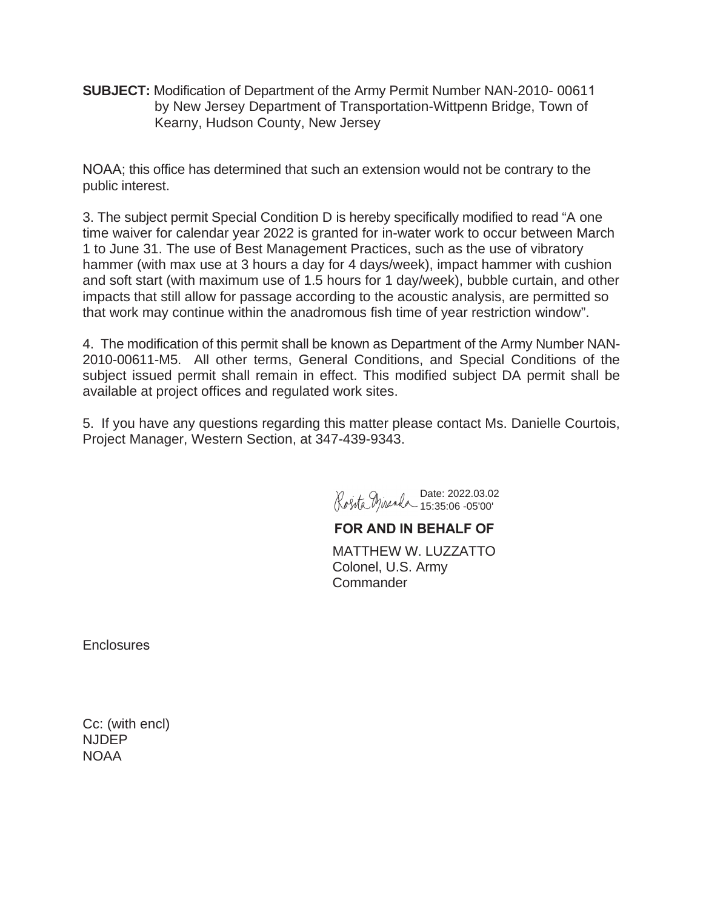**SUBJECT:** Modification of Department of the Army Permit Number NAN-2010- 00611 by New Jersey Department of Transportation-Wittpenn Bridge, Town of Kearny, Hudson County, New Jersey

NOAA; this office has determined that such an extension would not be contrary to the public interest.

3. The subject permit Special Condition D is hereby specifically modified to read "A one time waiver for calendar year 2022 is granted for in-water work to occur between March 1 to June 31. The use of Best Management Practices, such as the use of vibratory hammer (with max use at 3 hours a day for 4 days/week), impact hammer with cushion and soft start (with maximum use of 1.5 hours for 1 day/week), bubble curtain, and other impacts that still allow for passage according to the acoustic analysis, are permitted so that work may continue within the anadromous fish time of year restriction window".

4. The modification of this permit shall be known as Department of the Army Number NAN-2010-00611-M5. All other terms, General Conditions, and Special Conditions of the subject issued permit shall remain in effect. This modified subject DA permit shall be available at project offices and regulated work sites.

5. If you have any questions regarding this matter please contact Ms. Danielle Courtois, Project Manager, Western Section, at 347-439-9343.

Rosita Miranda Date: 2022.03.02 15:35:06 -05'00'

**FOR AND IN BEHALF OF**

MATTHEW W. LUZZATTO
Colonel, U.S. Army
Commander

Enclosures

Cc: (with encl)
NJDEP
NOAA